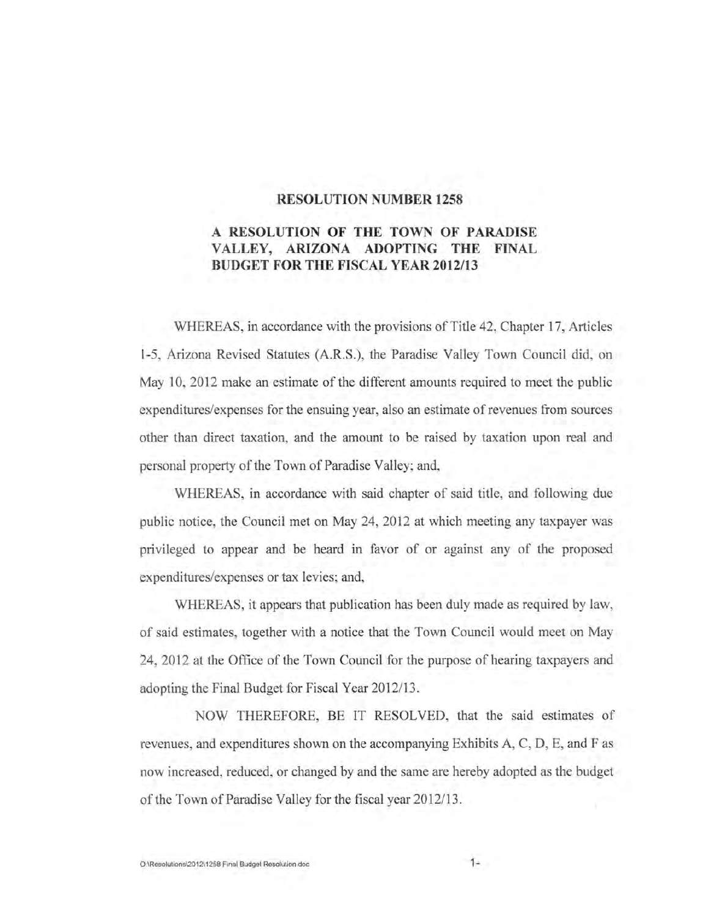# RESOLUTION NUMBER 1258

## A RESOLUTION OF THE TOWN OF PARADISE VALLEY, ARIZONA ADOPTING THE FINAL BUDGET FOR THE FISCAL YEAR 2012/13

WHEREAS, in accordance with the provisions of Title 42, Chapter 17, Articles 1-5, Arizona Revised Statutes (A.R.S.), the Paradise Valley Town Council did, on May 10, 2012 make an estimate of the different amounts required to meet the public expenditures/expenses for the ensuing year, also an estimate of revenues from sources other than direct taxation, and the amount to be raised by taxation upon real and personal property of the Town of Paradise Valley; and,

WHEREAS, in accordance with said chapter of said title, and following due public notice, the Council met on May 24, 2012 at which meeting any taxpayer was privileged to appear and be heard in favor of or against any of the proposed expenditures/expenses or tax levies; and,

WHEREAS, it appears that publication has been duly made as required by law, of said estimates, together with a notice that the Town Council would meet on May 24, 2012 at the Office of the Town Council for the purpose of hearing taxpayers and adopting the Final Budget for Fiscal Year 2012/13.

NOW THEREFORE, BE IT RESOLVED, that the said estimates of revenues, and expenditures shown on the accompanying Exhibits A, C, D, E, and F as now increased, reduced, or changed by and the same are hereby adopted as the budget of the Town of Paradise Valley for the fiscal year 2012/13.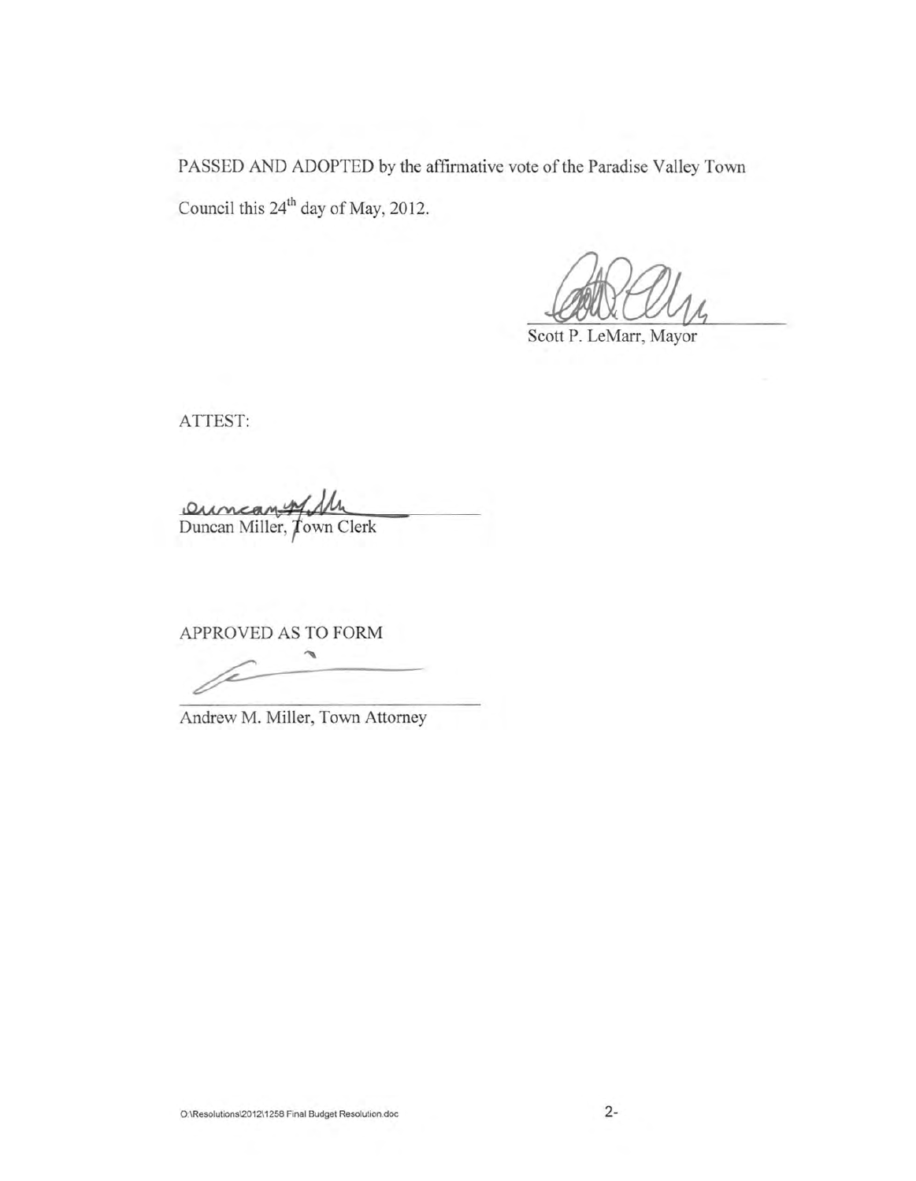PASSED AND ADOPTED by the affirmative vote of the Paradise Valley Town Council this 24th day of May, 2012.

Scott P. LeMarr, Mayor

ATTEST:

Duncan Miller, Town Clerk

APPROVED AS TO FORM

Andrew M. Miller, Town Attorney

O:\Resolutions\2012\1258 Final Budget Resolution.doc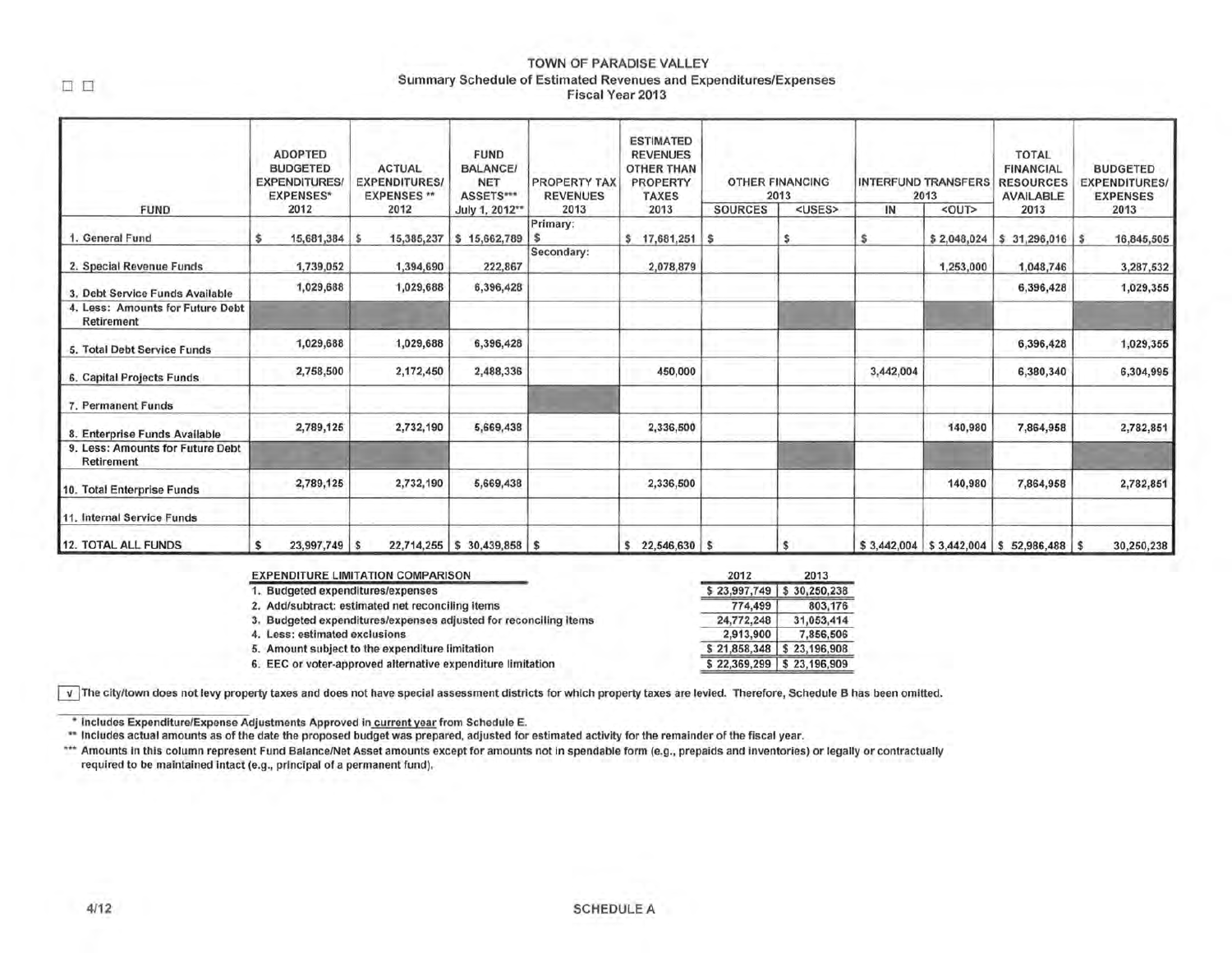# TOWN OF PARADISE VALLEY

## Summary Schedule of Estimated Revenues and Expenditures/Expenses

### Fiscal Year 2013

| FUND | ADOPTED BUDGETED EXPENDITURES/ EXPENSES* 2012 | ACTUAL EXPENDITURES/ EXPENSES ** 2012 | FUND BALANCE/ NET ASSETS*** July 1, 2012** | PROPERTY TAX REVENUES 2013 | ESTIMATED REVENUES OTHER THAN PROPERTY TAXES 2013 | OTHER FINANCING 2013 | | INTERFUND TRANSFERS 2013 | | TOTAL FINANCIAL RESOURCES AVAILABLE 2013 | BUDGETED EXPENDITURES/ EXPENSES 2013 |
|---|---|---|---|---|---|---|---|---|---|---|---|
| | | | | | | SOURCES | <USES> | IN | <OUT> | | |
| 1. General Fund | $ 15,681,384 | $ 15,385,237 | $ 15,662,789 | Primary: $ | $ 17,681,251 | $ | $ | $ | $ 2,048,024 | $ 31,296,016 | $ 16,845,505 |
| 2. Special Revenue Funds | 1,739,052 | 1,394,690 | 222,867 | Secondary: | 2,078,879 | | | | 1,253,000 | 1,048,746 | 3,287,532 |
| 3. Debt Service Funds Available | 1,029,688 | 1,029,688 | 6,396,428 | | | | | | | 6,396,428 | 1,029,355 |
| 4. Less: Amounts for Future Debt Retirement | | | | | | | | | | | |
| 5. Total Debt Service Funds | 1,029,688 | 1,029,688 | 6,396,428 | | | | | | | 6,396,428 | 1,029,355 |
| 6. Capital Projects Funds | 2,758,500 | 2,172,450 | 2,488,336 | | 450,000 | | | 3,442,004 | | 6,380,340 | 6,304,995 |
| 7. Permanent Funds | | | | | | | | | | | |
| 8. Enterprise Funds Available | 2,789,125 | 2,732,190 | 5,669,438 | | 2,336,500 | | | | 140,980 | 7,864,958 | 2,782,851 |
| 9. Less: Amounts for Future Debt Retirement | | | | | | | | | | | |
| 10. Total Enterprise Funds | 2,789,125 | 2,732,190 | 5,669,438 | | 2,336,500 | | | | 140,980 | 7,864,958 | 2,782,851 |
| 11. Internal Service Funds | | | | | | | | | | | |
| 12. TOTAL ALL FUNDS | $ 23,997,749 | $ 22,714,255 | $ 30,439,858 | $ | $ 22,546,630 | $ | $ | $ 3,442,004 | $ 3,442,004 | $ 52,986,488 | $ 30,250,238 |

| EXPENDITURE LIMITATION COMPARISON | 2012 | 2013 |
|---|---|---|
| 1. Budgeted expenditures/expenses | $ 23,997,749 | $ 30,250,238 |
| 2. Add/subtract: estimated net reconciling items | 774,499 | 803,176 |
| 3. Budgeted expenditures/expenses adjusted for reconciling items | 24,772,248 | 31,053,414 |
| 4. Less: estimated exclusions | 2,913,900 | 7,856,506 |
| 5. Amount subject to the expenditure limitation | $ 21,858,348 | $ 23,196,908 |
| 6. EEC or voter-approved alternative expenditure limitation | $ 22,369,299 | $ 23,196,909 |

[v] The city/town does not levy property taxes and does not have special assessment districts for which property taxes are levied. Therefore, Schedule B has been omitted.

\* Includes Expenditure/Expense Adjustments Approved in current year from Schedule E.

\*\* Includes actual amounts as of the date the proposed budget was prepared, adjusted for estimated activity for the remainder of the fiscal year.

\*\*\* Amounts in this column represent Fund Balance/Net Asset amounts except for amounts not in spendable form (e.g., prepaids and inventories) or legally or contractually required to be maintained intact (e.g., principal of a permanent fund).

4/12

SCHEDULE A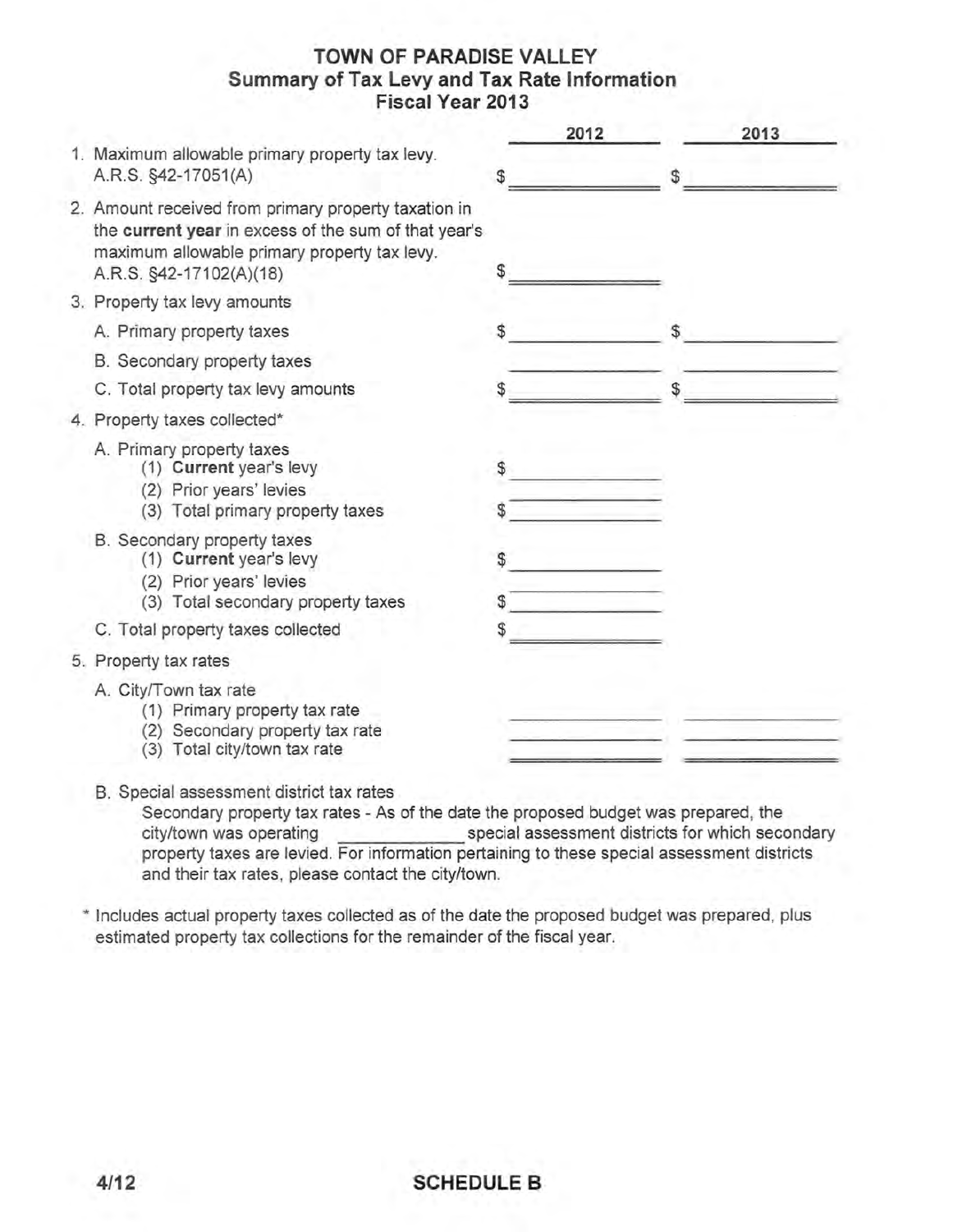# TOWN OF PARADISE VALLEY
## Summary of Tax Levy and Tax Rate Information
### Fiscal Year 2013

| | 2012 | 2013 |
|---|---|---|
| 1. Maximum allowable primary property tax levy. A.R.S. §42-17051(A) | $ | $ |
| 2. Amount received from primary property taxation in the **current year** in excess of the sum of that year's maximum allowable primary property tax levy. A.R.S. §42-17102(A)(18) | $ | |
| 3. Property tax levy amounts | | |
| A. Primary property taxes | $ | $ |
| B. Secondary property taxes | | |
| C. Total property tax levy amounts | $ | $ |
| 4. Property taxes collected* | | |
| A. Primary property taxes | | |
| (1) **Current** year's levy | $ | |
| (2) Prior years' levies | | |
| (3) Total primary property taxes | $ | |
| B. Secondary property taxes | | |
| (1) **Current** year's levy | $ | |
| (2) Prior years' levies | | |
| (3) Total secondary property taxes | $ | |
| C. Total property taxes collected | $ | |
| 5. Property tax rates | | |
| A. City/Town tax rate | | |
| (1) Primary property tax rate | | |
| (2) Secondary property tax rate | | |
| (3) Total city/town tax rate | | |

B. Special assessment district tax rates

Secondary property tax rates - As of the date the proposed budget was prepared, the city/town was operating \_\_\_\_\_\_\_\_\_\_\_\_ special assessment districts for which secondary property taxes are levied. For information pertaining to these special assessment districts and their tax rates, please contact the city/town.

\* Includes actual property taxes collected as of the date the proposed budget was prepared, plus estimated property tax collections for the remainder of the fiscal year.

4/12

**SCHEDULE B**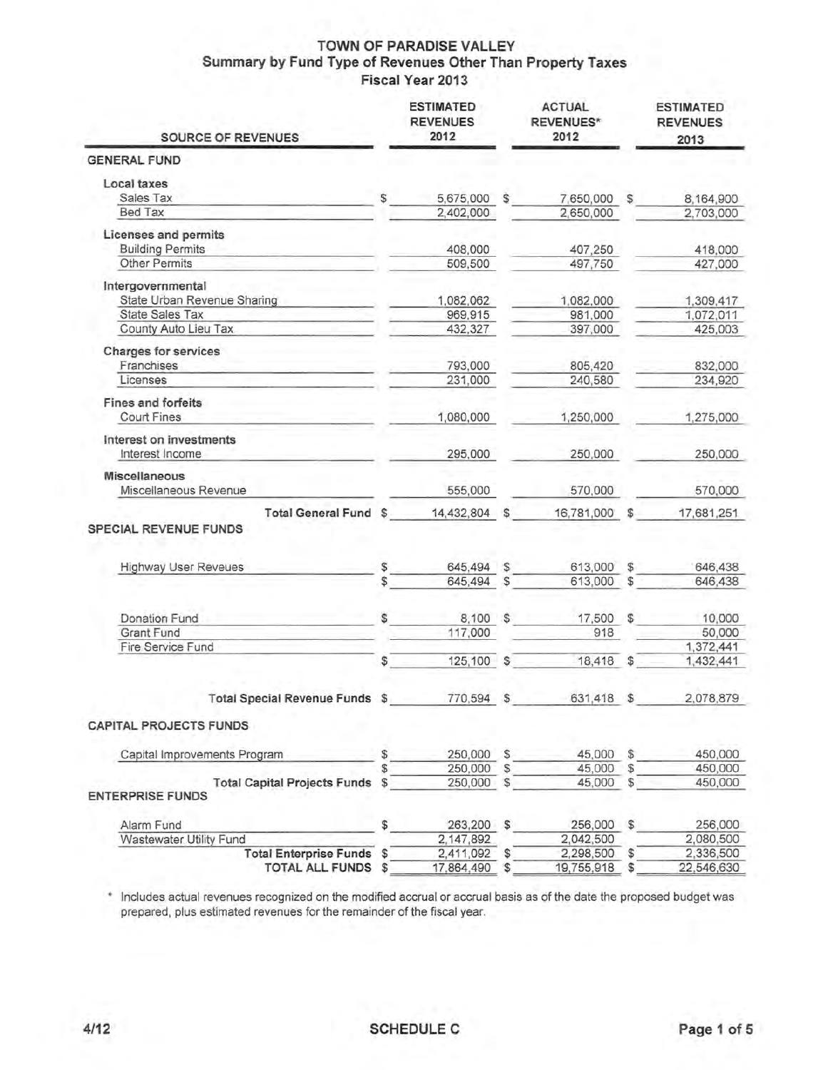# TOWN OF PARADISE VALLEY
## Summary by Fund Type of Revenues Other Than Property Taxes
### Fiscal Year 2013

| SOURCE OF REVENUES | ESTIMATED REVENUES 2012 | ACTUAL REVENUES* 2012 | ESTIMATED REVENUES 2013 |
|---|---|---|---|
| **GENERAL FUND** | | | |
| **Local taxes** | | | |
| Sales Tax | $ 5,675,000 | $ 7,650,000 | $ 8,164,900 |
| Bed Tax | 2,402,000 | 2,650,000 | 2,703,000 |
| **Licenses and permits** | | | |
| Building Permits | 408,000 | 407,250 | 418,000 |
| Other Permits | 509,500 | 497,750 | 427,000 |
| **Intergovernmental** | | | |
| State Urban Revenue Sharing | 1,082,062 | 1,082,000 | 1,309,417 |
| State Sales Tax | 969,915 | 981,000 | 1,072,011 |
| County Auto Lieu Tax | 432,327 | 397,000 | 425,003 |
| **Charges for services** | | | |
| Franchises | 793,000 | 805,420 | 832,000 |
| Licenses | 231,000 | 240,580 | 234,920 |
| **Fines and forfeits** | | | |
| Court Fines | 1,080,000 | 1,250,000 | 1,275,000 |
| **Interest on investments** | | | |
| Interest Income | 295,000 | 250,000 | 250,000 |
| **Miscellaneous** | | | |
| Miscellaneous Revenue | 555,000 | 570,000 | 570,000 |
| **Total General Fund** | $ 14,432,804 | $ 16,781,000 | $ 17,681,251 |
| **SPECIAL REVENUE FUNDS** | | | |
| Highway User Reveues | $ 645,494 | $ 613,000 | $ 646,438 |
| | $ 645,494 | $ 613,000 | $ 646,438 |
| Donation Fund | $ 8,100 | $ 17,500 | $ 10,000 |
| Grant Fund | 117,000 | 918 | 50,000 |
| Fire Service Fund | | | 1,372,441 |
| | $ 125,100 | $ 18,418 | $ 1,432,441 |
| **Total Special Revenue Funds** | $ 770,594 | $ 631,418 | $ 2,078,879 |
| **CAPITAL PROJECTS FUNDS** | | | |
| Capital Improvements Program | $ 250,000 | $ 45,000 | $ 450,000 |
| | $ 250,000 | $ 45,000 | $ 450,000 |
| **Total Capital Projects Funds** | $ 250,000 | $ 45,000 | $ 450,000 |
| **ENTERPRISE FUNDS** | | | |
| Alarm Fund | $ 263,200 | $ 256,000 | $ 256,000 |
| Wastewater Utility Fund | 2,147,892 | 2,042,500 | 2,080,500 |
| **Total Enterprise Funds** | $ 2,411,092 | $ 2,298,500 | $ 2,336,500 |
| **TOTAL ALL FUNDS** | $ 17,864,490 | $ 19,755,918 | $ 22,546,630 |

\* Includes actual revenues recognized on the modified accrual or accrual basis as of the date the proposed budget was prepared, plus estimated revenues for the remainder of the fiscal year.

4/12 SCHEDULE C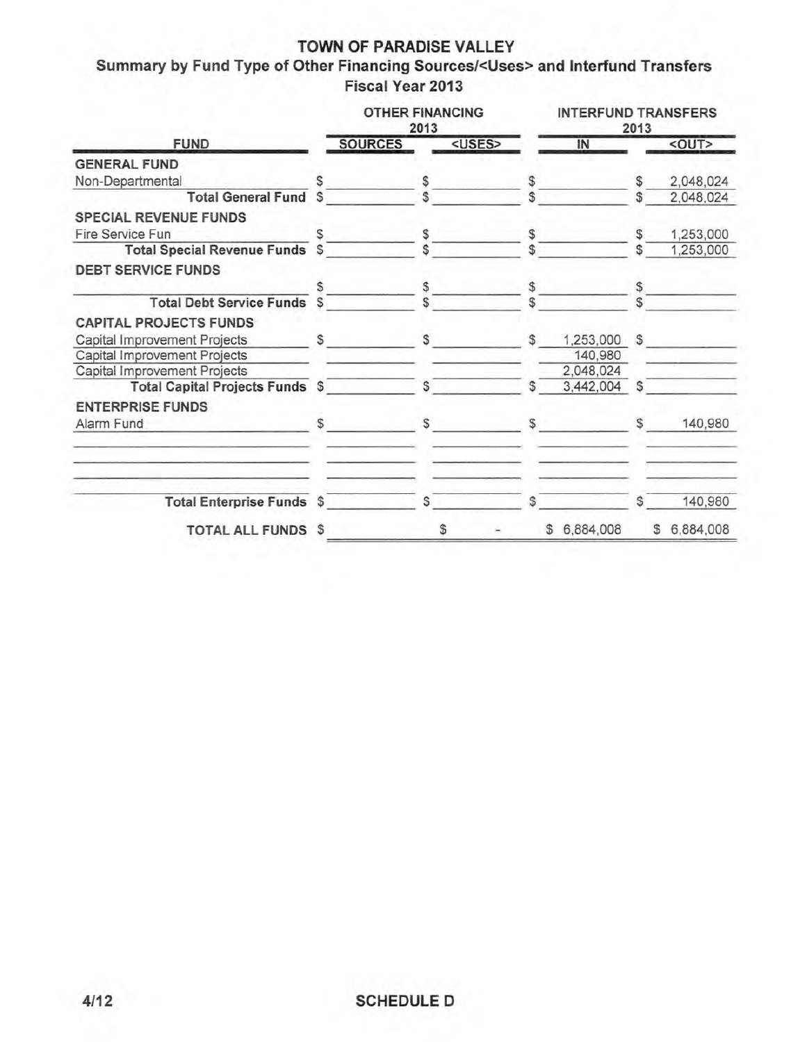# TOWN OF PARADISE VALLEY

## Summary by Fund Type of Other Financing Sources/<Uses> and Interfund Transfers

### Fiscal Year 2013

| FUND | OTHER FINANCING 2013 SOURCES | OTHER FINANCING 2013 <USES> | INTERFUND TRANSFERS 2013 IN | INTERFUND TRANSFERS 2013 <OUT> |
|---|---|---|---|---|
| **GENERAL FUND** | | | | |
| Non-Departmental | $ | $ | $ | $ 2,048,024 |
| **Total General Fund** | $ | $ | $ | $ 2,048,024 |
| **SPECIAL REVENUE FUNDS** | | | | |
| Fire Service Fun | $ | $ | $ | $ 1,253,000 |
| **Total Special Revenue Funds** | $ | $ | $ | $ 1,253,000 |
| **DEBT SERVICE FUNDS** | | | | |
| | $ | $ | $ | $ |
| **Total Debt Service Funds** | $ | $ | $ | $ |
| **CAPITAL PROJECTS FUNDS** | | | | |
| Capital Improvement Projects | $ | $ | $ 1,253,000 | $ |
| Capital Improvement Projects | | | 140,980 | |
| Capital Improvement Projects | | | 2,048,024 | |
| **Total Capital Projects Funds** | $ | $ | $ 3,442,004 | $ |
| **ENTERPRISE FUNDS** | | | | |
| Alarm Fund | $ | $ | $ | $ 140,980 |
| **Total Enterprise Funds** | $ | $ | $ | $ 140,980 |
| **TOTAL ALL FUNDS** | $ | $ - | $ 6,884,008 | $ 6,884,008 |

4/12

**SCHEDULE D**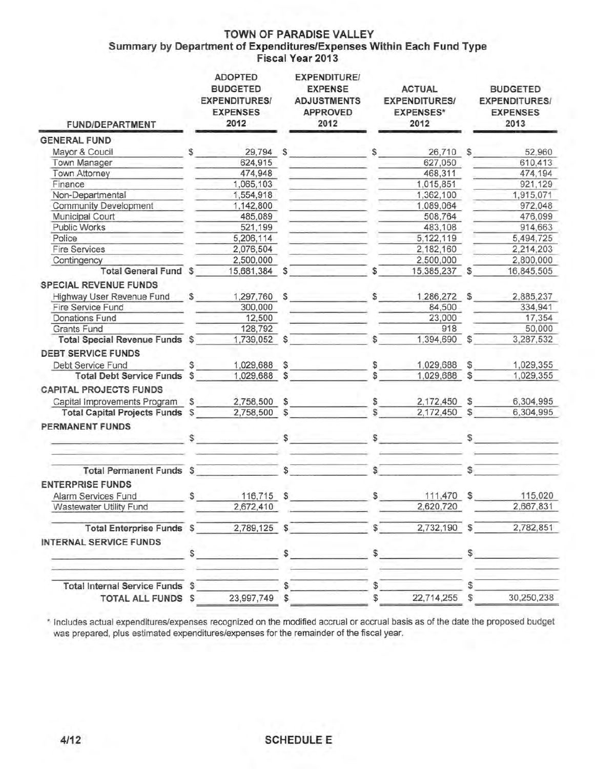# TOWN OF PARADISE VALLEY
## Summary by Department of Expenditures/Expenses Within Each Fund Type
### Fiscal Year 2013

| FUND/DEPARTMENT | ADOPTED BUDGETED EXPENDITURES/ EXPENSES 2012 | EXPENDITURE/ EXPENSE ADJUSTMENTS APPROVED 2012 | ACTUAL EXPENDITURES/ EXPENSES* 2012 | BUDGETED EXPENDITURES/ EXPENSES 2013 |
|---|---|---|---|---|
| **GENERAL FUND** | | | | |
| Mayor & Coucil | $ 29,794 | $ | $ 26,710 | $ 52,960 |
| Town Manager | 624,915 | | 627,050 | 610,413 |
| Town Attorney | 474,948 | | 468,311 | 474,194 |
| Finance | 1,065,103 | | 1,015,851 | 921,129 |
| Non-Departmental | 1,554,918 | | 1,362,100 | 1,915,071 |
| Community Development | 1,142,800 | | 1,089,064 | 972,048 |
| Municipal Court | 485,089 | | 508,764 | 476,099 |
| Public Works | 521,199 | | 483,108 | 914,663 |
| Police | 5,206,114 | | 5,122,119 | 5,494,725 |
| Fire Services | 2,076,504 | | 2,182,160 | 2,214,203 |
| Contingency | 2,500,000 | | 2,500,000 | 2,800,000 |
| **Total General Fund** | $ 15,681,384 | $ | $ 15,385,237 | $ 16,845,505 |
| **SPECIAL REVENUE FUNDS** | | | | |
| Highway User Revenue Fund | $ 1,297,760 | $ | $ 1,286,272 | $ 2,885,237 |
| Fire Service Fund | 300,000 | | 84,500 | 334,941 |
| Donations Fund | 12,500 | | 23,000 | 17,354 |
| Grants Fund | 128,792 | | 918 | 50,000 |
| **Total Special Revenue Funds** | $ 1,739,052 | $ | $ 1,394,690 | $ 3,287,532 |
| **DEBT SERVICE FUNDS** | | | | |
| Debt Service Fund | $ 1,029,688 | $ | $ 1,029,688 | $ 1,029,355 |
| **Total Debt Service Funds** | $ 1,029,688 | $ | $ 1,029,688 | $ 1,029,355 |
| **CAPITAL PROJECTS FUNDS** | | | | |
| Capital Improvements Program | $ 2,758,500 | $ | $ 2,172,450 | $ 6,304,995 |
| **Total Capital Projects Funds** | $ 2,758,500 | $ | $ 2,172,450 | $ 6,304,995 |
| **PERMANENT FUNDS** | | | | |
| | $ | $ | $ | $ |
| **Total Permanent Funds** | $ | $ | $ | $ |
| **ENTERPRISE FUNDS** | | | | |
| Alarm Services Fund | $ 116,715 | $ | $ 111,470 | $ 115,020 |
| Wastewater Utility Fund | 2,672,410 | | 2,620,720 | 2,667,831 |
| **Total Enterprise Funds** | $ 2,789,125 | $ | $ 2,732,190 | $ 2,782,851 |
| **INTERNAL SERVICE FUNDS** | | | | |
| | $ | $ | $ | $ |
| **Total Internal Service Funds** | $ | $ | $ | $ |
| **TOTAL ALL FUNDS** | $ 23,997,749 | $ | $ 22,714,255 | $ 30,250,238 |

\* Includes actual expenditures/expenses recognized on the modified accrual or accrual basis as of the date the proposed budget was prepared, plus estimated expenditures/expenses for the remainder of the fiscal year.

4/12 SCHEDULE E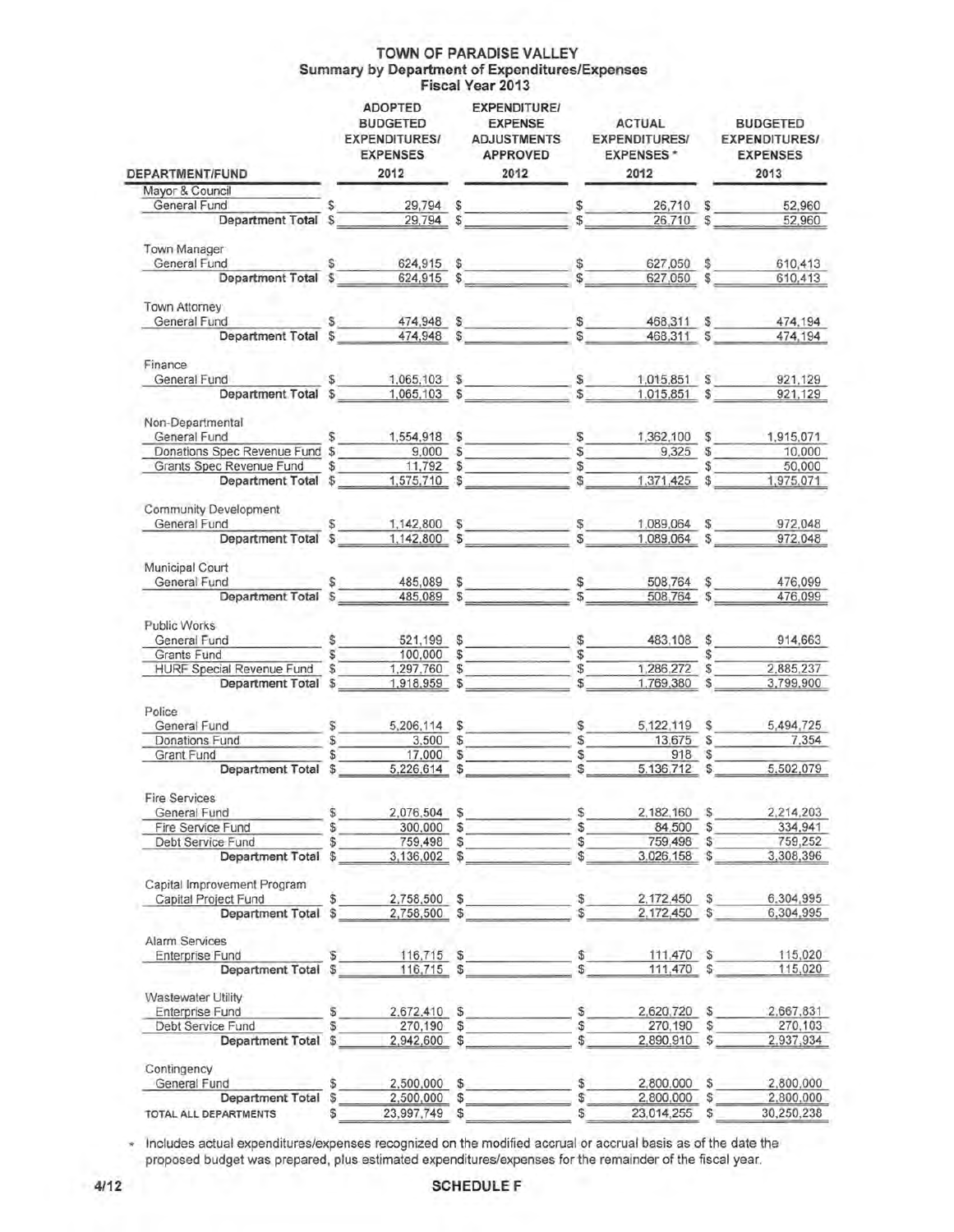# TOWN OF PARADISE VALLEY
## Summary by Department of Expenditures/Expenses
### Fiscal Year 2013

| DEPARTMENT/FUND | ADOPTED BUDGETED EXPENDITURES/ EXPENSES 2012 | EXPENDITURE/ EXPENSE ADJUSTMENTS APPROVED 2012 | ACTUAL EXPENDITURES/ EXPENSES * 2012 | BUDGETED EXPENDITURES/ EXPENSES 2013 |
|---|---|---|---|---|
| **Mayor & Council** | | | | |
| General Fund | $ 29,794 | $ | $ 26,710 | $ 52,960 |
| Department Total | $ 29,794 | $ | $ 26,710 | $ 52,960 |
| **Town Manager** | | | | |
| General Fund | $ 624,915 | $ | $ 627,050 | $ 610,413 |
| Department Total | $ 624,915 | $ | $ 627,050 | $ 610,413 |
| **Town Attorney** | | | | |
| General Fund | $ 474,948 | $ | $ 468,311 | $ 474,194 |
| Department Total | $ 474,948 | $ | $ 468,311 | $ 474,194 |
| **Finance** | | | | |
| General Fund | $ 1,065,103 | $ | $ 1,015,851 | $ 921,129 |
| Department Total | $ 1,065,103 | $ | $ 1,015,851 | $ 921,129 |
| **Non-Departmental** | | | | |
| General Fund | $ 1,554,918 | $ | $ 1,362,100 | $ 1,915,071 |
| Donations Spec Revenue Fund | $ 9,000 | $ | $ 9,325 | $ 10,000 |
| Grants Spec Revenue Fund | $ 11,792 | $ | $ | $ 50,000 |
| Department Total | $ 1,575,710 | $ | $ 1,371,425 | $ 1,975,071 |
| **Community Development** | | | | |
| General Fund | $ 1,142,800 | $ | $ 1,089,064 | $ 972,048 |
| Department Total | $ 1,142,800 | $ | $ 1,089,064 | $ 972,048 |
| **Municipal Court** | | | | |
| General Fund | $ 485,089 | $ | $ 508,764 | $ 476,099 |
| Department Total | $ 485,089 | $ | $ 508,764 | $ 476,099 |
| **Public Works** | | | | |
| General Fund | $ 521,199 | $ | $ 483,108 | $ 914,663 |
| Grants Fund | $ 100,000 | $ | $ | $ |
| HURF Special Revenue Fund | $ 1,297,760 | $ | $ 1,286,272 | $ 2,885,237 |
| Department Total | $ 1,918,959 | $ | $ 1,769,380 | $ 3,799,900 |
| **Police** | | | | |
| General Fund | $ 5,206,114 | $ | $ 5,122,119 | $ 5,494,725 |
| Donations Fund | $ 3,500 | $ | $ 13,675 | $ 7,354 |
| Grant Fund | $ 17,000 | $ | $ 918 | $ |
| Department Total | $ 5,226,614 | $ | $ 5,136,712 | $ 5,502,079 |
| **Fire Services** | | | | |
| General Fund | $ 2,076,504 | $ | $ 2,182,160 | $ 2,214,203 |
| Fire Service Fund | $ 300,000 | $ | $ 84,500 | $ 334,941 |
| Debt Service Fund | $ 759,498 | $ | $ 759,498 | $ 759,252 |
| Department Total | $ 3,136,002 | $ | $ 3,026,158 | $ 3,308,396 |
| **Capital Improvement Program** | | | | |
| Capital Project Fund | $ 2,758,500 | $ | $ 2,172,450 | $ 6,304,995 |
| Department Total | $ 2,758,500 | $ | $ 2,172,450 | $ 6,304,995 |
| **Alarm Services** | | | | |
| Enterprise Fund | $ 116,715 | $ | $ 111,470 | $ 115,020 |
| Department Total | $ 116,715 | $ | $ 111,470 | $ 115,020 |
| **Wastewater Utility** | | | | |
| Enterprise Fund | $ 2,672,410 | $ | $ 2,620,720 | $ 2,667,831 |
| Debt Service Fund | $ 270,190 | $ | $ 270,190 | $ 270,103 |
| Department Total | $ 2,942,600 | $ | $ 2,890,910 | $ 2,937,934 |
| **Contingency** | | | | |
| General Fund | $ 2,500,000 | $ | $ 2,800,000 | $ 2,800,000 |
| Department Total | $ 2,500,000 | $ | $ 2,800,000 | $ 2,800,000 |
| TOTAL ALL DEPARTMENTS | $ 23,997,749 | $ | $ 23,014,255 | $ 30,250,238 |

\* Includes actual expenditures/expenses recognized on the modified accrual or accrual basis as of the date the proposed budget was prepared, plus estimated expenditures/expenses for the remainder of the fiscal year.

4/12 SCHEDULE F